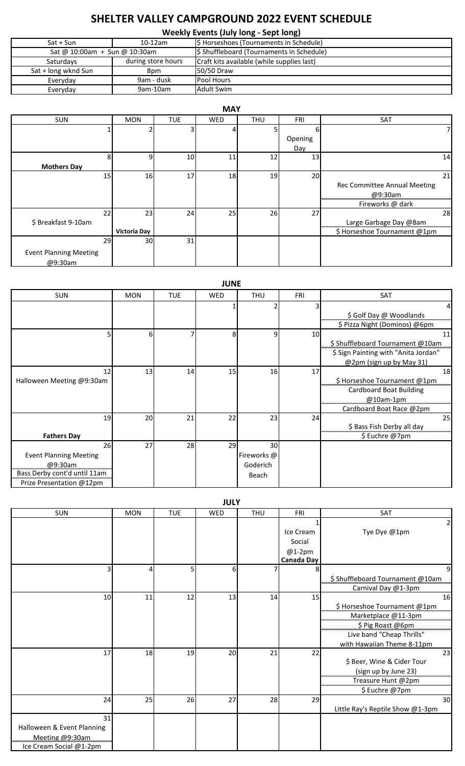# SHELTER VALLEY CAMPGROUND 2022 EVENT SCHEDULE

## Weekly Events (July long - Sept long)

| | | |
|---|---|---|
| Sat + Sun | 10-12am | $ Horseshoes (Tournaments in Schedule) |
| Sat @ 10:00am + Sun @ 10:30am | | $ Shuffleboard (Tournaments in Schedule) |
| Saturdays | during store hours | Craft kits available (while supplies last) |
| Sat + long wknd Sun | 8pm | 50/50 Draw |
| Everyday | 9am - dusk | Pool Hours |
| Everyday | 9am-10am | Adult Swim |

## MAY

| SUN | MON | TUE | WED | THU | FRI | SAT |
|---|---|---|---|---|---|---|
| 1 | 2 | 3 | 4 | 5 | 6 Opening Day | 7 |
| 8 Mothers Day | 9 | 10 | 11 | 12 | 13 | 14 |
| 15 | 16 | 17 | 18 | 19 | 20 | 21 Rec Committee Annual Meeting @9:30am; Fireworks @ dark |
| 22 $ Breakfast 9-10am | 23 Victoria Day | 24 | 25 | 26 | 27 | 28 Large Garbage Day @8am; $ Horseshoe Tournament @1pm |
| 29 Event Planning Meeting @9:30am | 30 | 31 | | | | |

## JUNE

| SUN | MON | TUE | WED | THU | FRI | SAT |
|---|---|---|---|---|---|---|
| | | | 1 | 2 | 3 | 4 $ Golf Day @ Woodlands; $ Pizza Night (Dominos) @6pm |
| 5 | 6 | 7 | 8 | 9 | 10 | 11 $ Shuffleboard Tournament @10am; $ Sign Painting with "Anita Jordan" @2pm (sign up by May 31) |
| 12 Halloween Meeting @9:30am | 13 | 14 | 15 | 16 | 17 | 18 $ Horseshoe Tournament @1pm; Cardboard Boat Building @10am-1pm; Cardboard Boat Race @2pm |
| 19 Fathers Day | 20 | 21 | 22 | 23 | 24 | 25 $ Bass Fish Derby all day; $ Euchre @7pm |
| 26 Event Planning Meeting @9:30am; Bass Derby cont'd until 11am; Prize Presentation @12pm | 27 | 28 | 29 | 30 Fireworks @ Goderich Beach | | |

## JULY

| SUN | MON | TUE | WED | THU | FRI | SAT |
|---|---|---|---|---|---|---|
| | | | | | 1 Ice Cream Social @1-2pm; Canada Day | 2 Tye Dye @1pm |
| 3 | 4 | 5 | 6 | 7 | 8 | 9 $ Shuffleboard Tournament @10am; Carnival Day @1-3pm |
| 10 | 11 | 12 | 13 | 14 | 15 | 16 $ Horseshoe Tournament @1pm; Marketplace @11-3pm; $ Pig Roast @6pm; Live band "Cheap Thrills" with Hawaiian Theme 8-11pm |
| 17 | 18 | 19 | 20 | 21 | 22 | 23 $ Beer, Wine & Cider Tour (sign up by June 23); Treasure Hunt @2pm; $ Euchre @7pm |
| 24 | 25 | 26 | 27 | 28 | 29 | 30 Little Ray's Reptile Show @1-3pm |
| 31 Halloween & Event Planning Meeting @9:30am; Ice Cream Social @1-2pm | | | | | | |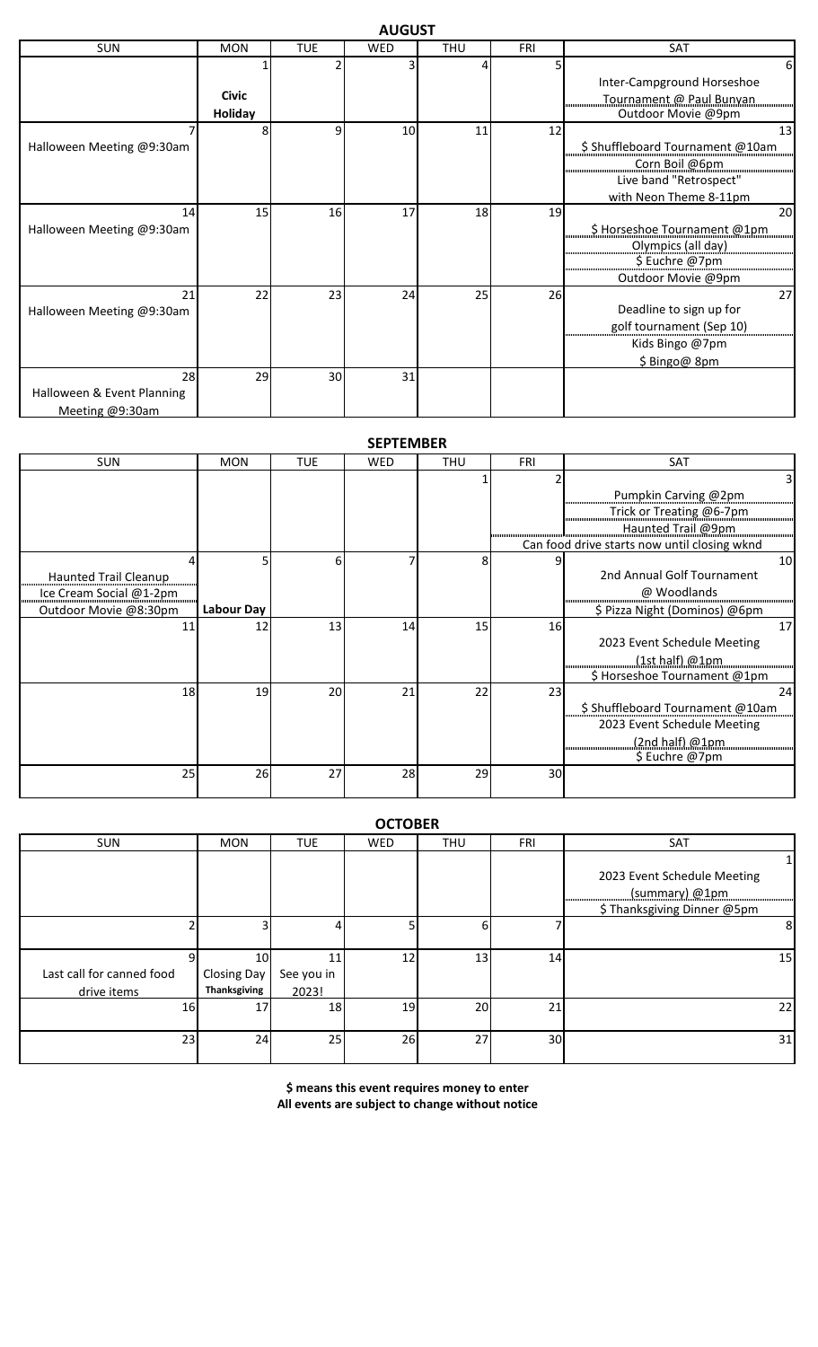## AUGUST

| SUN | MON | TUE | WED | THU | FRI | SAT |
|---|---|---|---|---|---|---|
| | 1<br>**Civic Holiday** | 2 | 3 | 4 | 5 | 6<br>Inter-Campground Horseshoe Tournament @ Paul Bunyan<br>Outdoor Movie @9pm |
| 7<br>Halloween Meeting @9:30am | 8 | 9 | 10 | 11 | 12 | 13<br>$ Shuffleboard Tournament @10am<br>Corn Boil @6pm<br>Live band "Retrospect" with Neon Theme 8-11pm |
| 14<br>Halloween Meeting @9:30am | 15 | 16 | 17 | 18 | 19 | 20<br>$ Horseshoe Tournament @1pm<br>Olympics (all day)<br>$ Euchre @7pm<br>Outdoor Movie @9pm |
| 21<br>Halloween Meeting @9:30am | 22 | 23 | 24 | 25 | 26 | 27<br>Deadline to sign up for golf tournament (Sep 10)<br>Kids Bingo @7pm<br>$ Bingo@ 8pm |
| 28<br>Halloween & Event Planning Meeting @9:30am | 29 | 30 | 31 | | | |

## SEPTEMBER

| SUN | MON | TUE | WED | THU | FRI | SAT |
|---|---|---|---|---|---|---|
| | | | | 1 | 2<br>Can food drive starts now until closing wknd | 3<br>Pumpkin Carving @2pm<br>Trick or Treating @6-7pm<br>Haunted Trail @9pm |
| 4<br>Haunted Trail Cleanup<br>Ice Cream Social @1-2pm<br>Outdoor Movie @8:30pm | 5<br>**Labour Day** | 6 | 7 | 8 | 9 | 10<br>2nd Annual Golf Tournament @ Woodlands<br>$ Pizza Night (Dominos) @6pm |
| 11 | 12 | 13 | 14 | 15 | 16 | 17<br>2023 Event Schedule Meeting (1st half) @1pm<br>$ Horseshoe Tournament @1pm |
| 18 | 19 | 20 | 21 | 22 | 23 | 24<br>$ Shuffleboard Tournament @10am<br>2023 Event Schedule Meeting (2nd half) @1pm<br>$ Euchre @7pm |
| 25 | 26 | 27 | 28 | 29 | 30 | |

## OCTOBER

| SUN | MON | TUE | WED | THU | FRI | SAT |
|---|---|---|---|---|---|---|
| | | | | | | 1<br>2023 Event Schedule Meeting (summary) @1pm<br>$ Thanksgiving Dinner @5pm |
| 2 | 3 | 4 | 5 | 6 | 7 | 8 |
| 9<br>Last call for canned food drive items | 10<br>Closing Day<br>**Thanksgiving** | 11<br>See you in 2023! | 12 | 13 | 14 | 15 |
| 16 | 17 | 18 | 19 | 20 | 21 | 22 |
| 23 | 24 | 25 | 26 | 27 | 30 | 31 |

**$ means this event requires money to enter**
**All events are subject to change without notice**